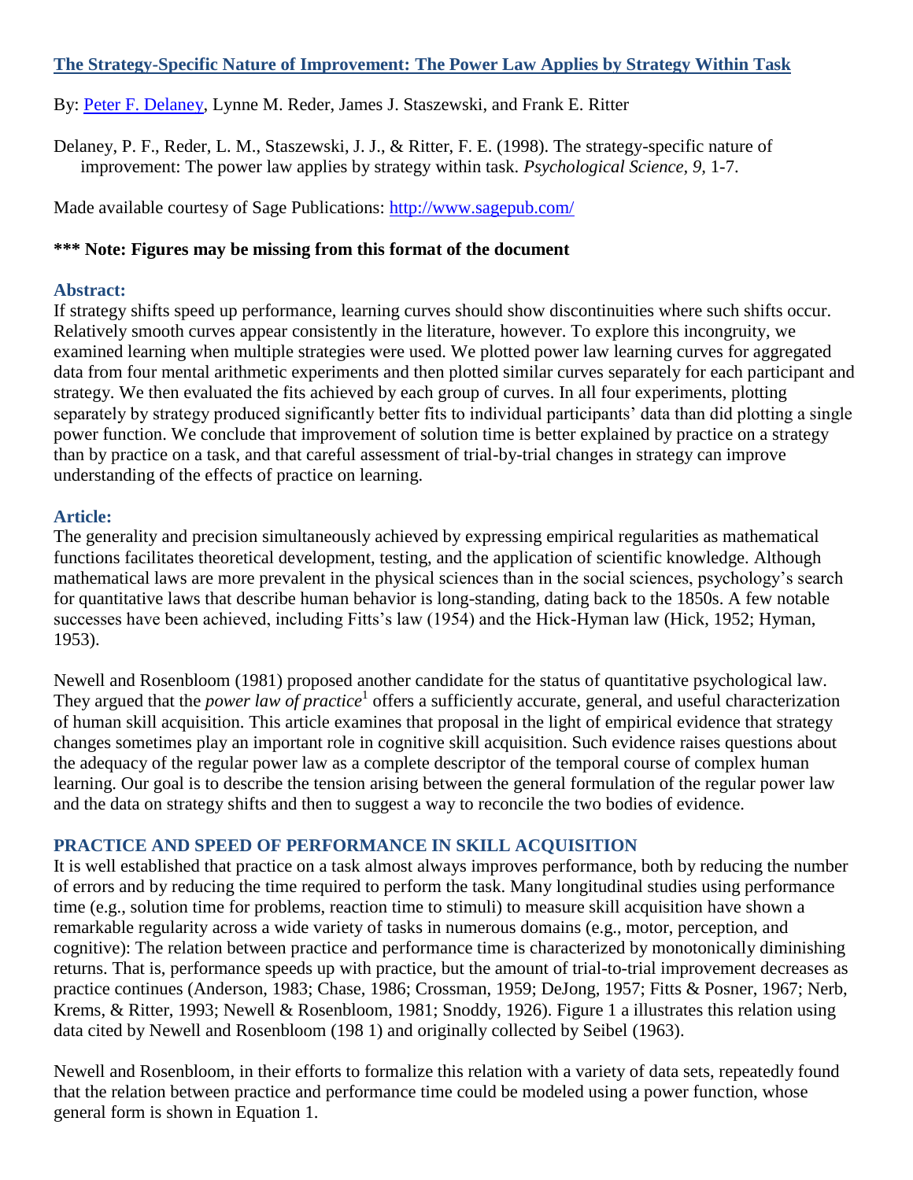# [The Strategy-Specific Nature of Improvement: The Power Law Applies by Strategy Within Task]

By: [Peter F. Delaney], Lynne M. Reder, James J. Staszewski, and Frank E. Ritter

Delaney, P. F., Reder, L. M., Staszewski, J. J., & Ritter, F. E. (1998). The strategy-specific nature of improvement: The power law applies by strategy within task. *Psychological Science, 9,* 1-7.

Made available courtesy of Sage Publications: http://www.sagepub.com/

**\*\*\* Note: Figures may be missing from this format of the document**

## Abstract:

If strategy shifts speed up performance, learning curves should show discontinuities where such shifts occur. Relatively smooth curves appear consistently in the literature, however. To explore this incongruity, we examined learning when multiple strategies were used. We plotted power law learning curves for aggregated data from four mental arithmetic experiments and then plotted similar curves separately for each participant and strategy. We then evaluated the fits achieved by each group of curves. In all four experiments, plotting separately by strategy produced significantly better fits to individual participants' data than did plotting a single power function. We conclude that improvement of solution time is better explained by practice on a strategy than by practice on a task, and that careful assessment of trial-by-trial changes in strategy can improve understanding of the effects of practice on learning.

## Article:

The generality and precision simultaneously achieved by expressing empirical regularities as mathematical functions facilitates theoretical development, testing, and the application of scientific knowledge. Although mathematical laws are more prevalent in the physical sciences than in the social sciences, psychology's search for quantitative laws that describe human behavior is long-standing, dating back to the 1850s. A few notable successes have been achieved, including Fitts's law (1954) and the Hick-Hyman law (Hick, 1952; Hyman, 1953).

Newell and Rosenbloom (1981) proposed another candidate for the status of quantitative psychological law. They argued that the *power law of practice*[1] offers a sufficiently accurate, general, and useful characterization of human skill acquisition. This article examines that proposal in the light of empirical evidence that strategy changes sometimes play an important role in cognitive skill acquisition. Such evidence raises questions about the adequacy of the regular power law as a complete descriptor of the temporal course of complex human learning. Our goal is to describe the tension arising between the general formulation of the regular power law and the data on strategy shifts and then to suggest a way to reconcile the two bodies of evidence.

## PRACTICE AND SPEED OF PERFORMANCE IN SKILL ACQUISITION

It is well established that practice on a task almost always improves performance, both by reducing the number of errors and by reducing the time required to perform the task. Many longitudinal studies using performance time (e.g., solution time for problems, reaction time to stimuli) to measure skill acquisition have shown a remarkable regularity across a wide variety of tasks in numerous domains (e.g., motor, perception, and cognitive): The relation between practice and performance time is characterized by monotonically diminishing returns. That is, performance speeds up with practice, but the amount of trial-to-trial improvement decreases as practice continues (Anderson, 1983; Chase, 1986; Crossman, 1959; DeJong, 1957; Fitts & Posner, 1967; Nerb, Krems, & Ritter, 1993; Newell & Rosenbloom, 1981; Snoddy, 1926). Figure 1 a illustrates this relation using data cited by Newell and Rosenbloom (198 1) and originally collected by Seibel (1963).

Newell and Rosenbloom, in their efforts to formalize this relation with a variety of data sets, repeatedly found that the relation between practice and performance time could be modeled using a power function, whose general form is shown in Equation 1.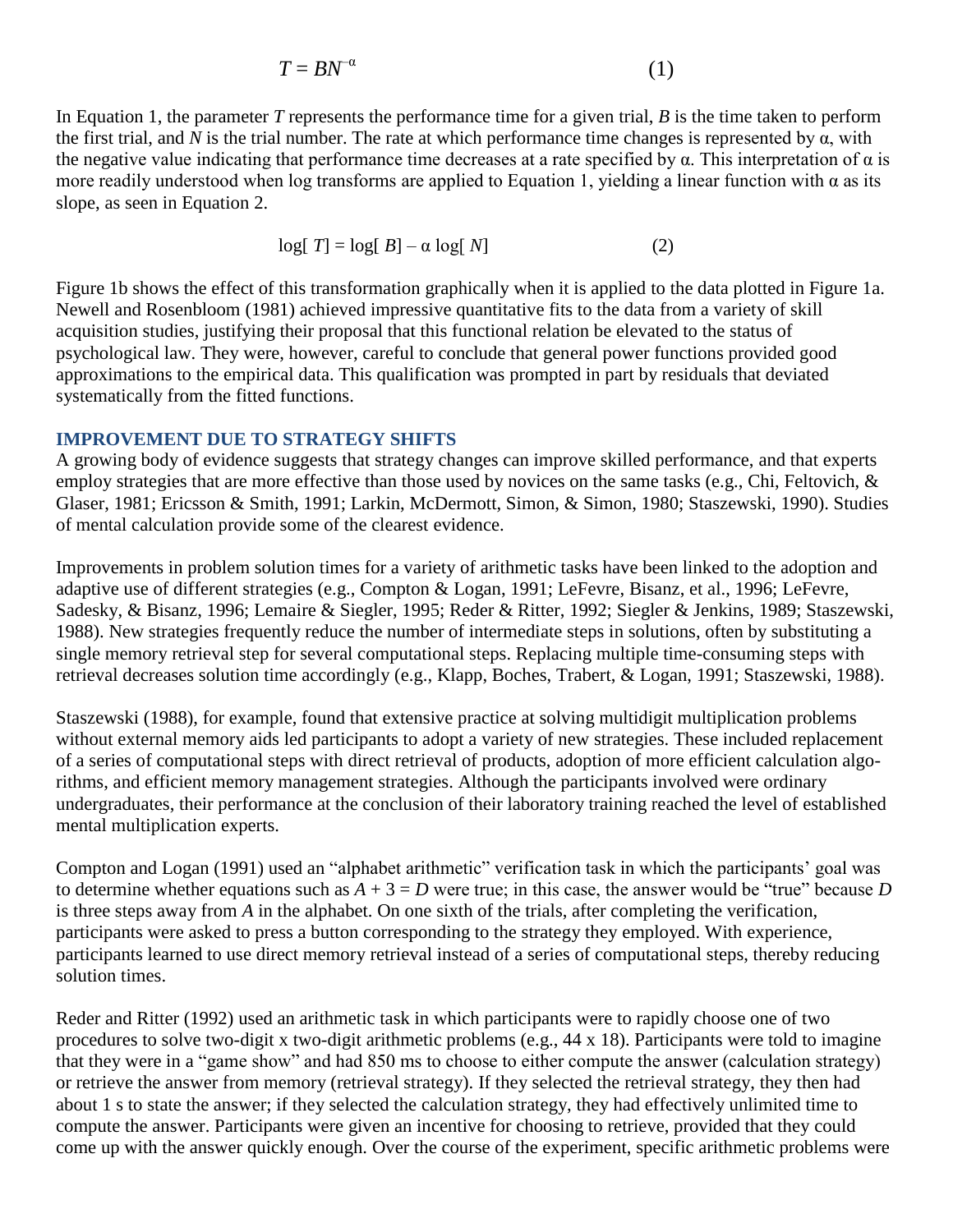$$T = BN^{-\alpha} \tag{1}$$

In Equation 1, the parameter $T$ represents the performance time for a given trial, $B$ is the time taken to perform the first trial, and $N$ is the trial number. The rate at which performance time changes is represented by α, with the negative value indicating that performance time decreases at a rate specified by α. This interpretation of α is more readily understood when log transforms are applied to Equation 1, yielding a linear function with α as its slope, as seen in Equation 2.

$$\log[T] = \log[B] - \alpha \log[N] \tag{2}$$

Figure 1b shows the effect of this transformation graphically when it is applied to the data plotted in Figure 1a. Newell and Rosenbloom (1981) achieved impressive quantitative fits to the data from a variety of skill acquisition studies, justifying their proposal that this functional relation be elevated to the status of psychological law. They were, however, careful to conclude that general power functions provided good approximations to the empirical data. This qualification was prompted in part by residuals that deviated systematically from the fitted functions.

## IMPROVEMENT DUE TO STRATEGY SHIFTS

A growing body of evidence suggests that strategy changes can improve skilled performance, and that experts employ strategies that are more effective than those used by novices on the same tasks (e.g., Chi, Feltovich, & Glaser, 1981; Ericsson & Smith, 1991; Larkin, McDermott, Simon, & Simon, 1980; Staszewski, 1990). Studies of mental calculation provide some of the clearest evidence.

Improvements in problem solution times for a variety of arithmetic tasks have been linked to the adoption and adaptive use of different strategies (e.g., Compton & Logan, 1991; LeFevre, Bisanz, et al., 1996; LeFevre, Sadesky, & Bisanz, 1996; Lemaire & Siegler, 1995; Reder & Ritter, 1992; Siegler & Jenkins, 1989; Staszewski, 1988). New strategies frequently reduce the number of intermediate steps in solutions, often by substituting a single memory retrieval step for several computational steps. Replacing multiple time-consuming steps with retrieval decreases solution time accordingly (e.g., Klapp, Boches, Trabert, & Logan, 1991; Staszewski, 1988).

Staszewski (1988), for example, found that extensive practice at solving multidigit multiplication problems without external memory aids led participants to adopt a variety of new strategies. These included replacement of a series of computational steps with direct retrieval of products, adoption of more efficient calculation algorithms, and efficient memory management strategies. Although the participants involved were ordinary undergraduates, their performance at the conclusion of their laboratory training reached the level of established mental multiplication experts.

Compton and Logan (1991) used an "alphabet arithmetic" verification task in which the participants' goal was to determine whether equations such as $A + 3 = D$ were true; in this case, the answer would be "true" because $D$ is three steps away from $A$ in the alphabet. On one sixth of the trials, after completing the verification, participants were asked to press a button corresponding to the strategy they employed. With experience, participants learned to use direct memory retrieval instead of a series of computational steps, thereby reducing solution times.

Reder and Ritter (1992) used an arithmetic task in which participants were to rapidly choose one of two procedures to solve two-digit x two-digit arithmetic problems (e.g., 44 x 18). Participants were told to imagine that they were in a "game show" and had 850 ms to choose to either compute the answer (calculation strategy) or retrieve the answer from memory (retrieval strategy). If they selected the retrieval strategy, they then had about 1 s to state the answer; if they selected the calculation strategy, they had effectively unlimited time to compute the answer. Participants were given an incentive for choosing to retrieve, provided that they could come up with the answer quickly enough. Over the course of the experiment, specific arithmetic problems were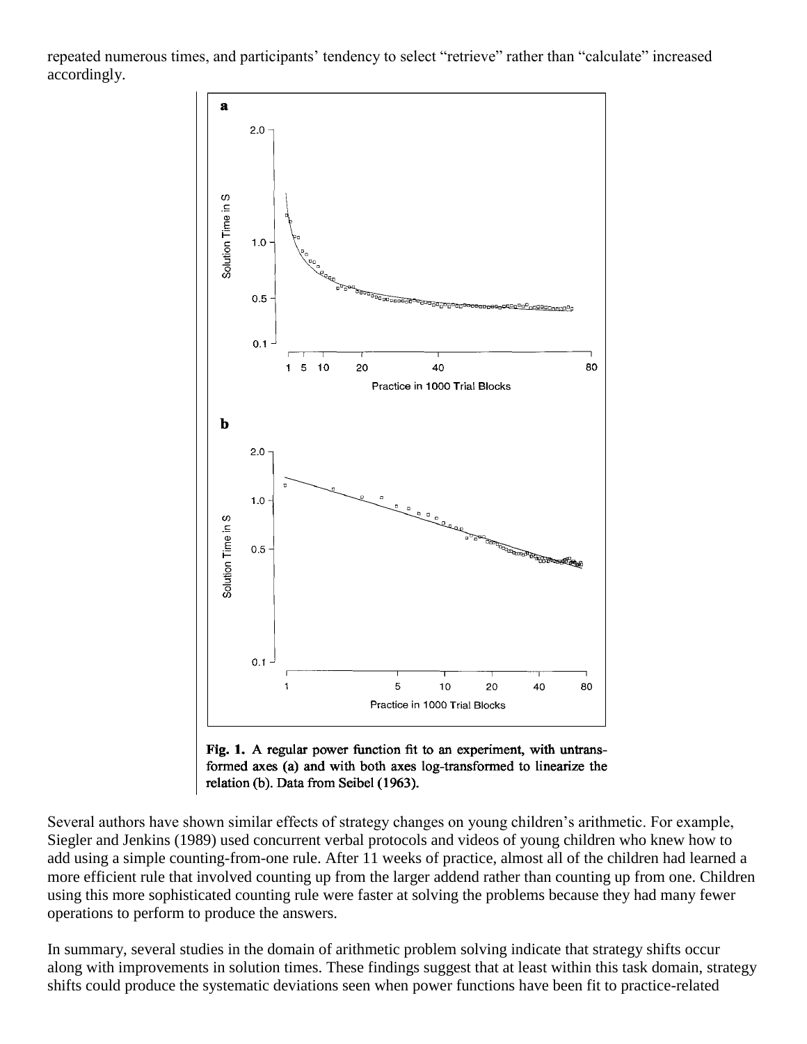repeated numerous times, and participants' tendency to select "retrieve" rather than "calculate" increased accordingly.

**Fig. 1.** A regular power function fit to an experiment, with untransformed axes (a) and with both axes log-transformed to linearize the relation (b). Data from Seibel (1963).

Several authors have shown similar effects of strategy changes on young children's arithmetic. For example, Siegler and Jenkins (1989) used concurrent verbal protocols and videos of young children who knew how to add using a simple counting-from-one rule. After 11 weeks of practice, almost all of the children had learned a more efficient rule that involved counting up from the larger addend rather than counting up from one. Children using this more sophisticated counting rule were faster at solving the problems because they had many fewer operations to perform to produce the answers.

In summary, several studies in the domain of arithmetic problem solving indicate that strategy shifts occur along with improvements in solution times. These findings suggest that at least within this task domain, strategy shifts could produce the systematic deviations seen when power functions have been fit to practice-related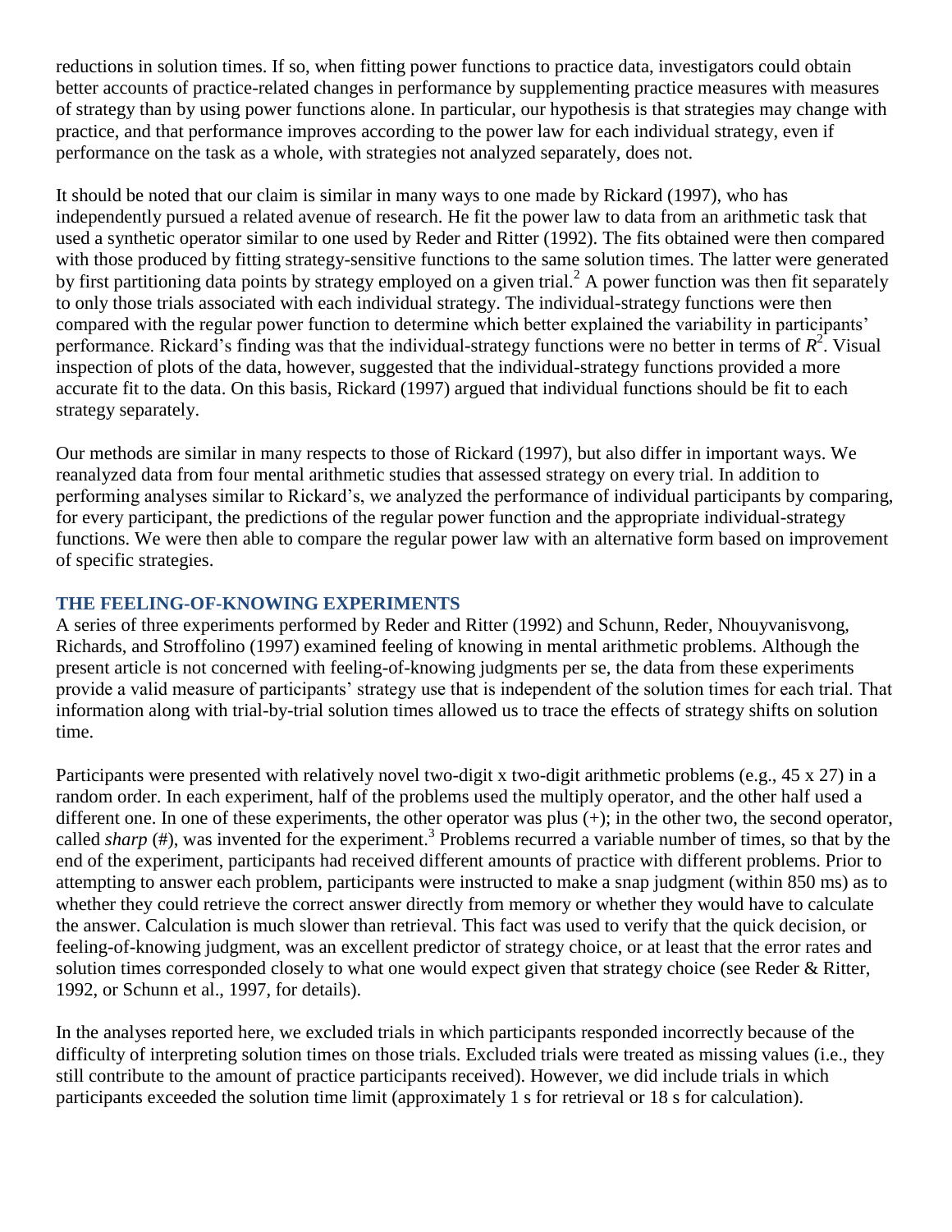reductions in solution times. If so, when fitting power functions to practice data, investigators could obtain better accounts of practice-related changes in performance by supplementing practice measures with measures of strategy than by using power functions alone. In particular, our hypothesis is that strategies may change with practice, and that performance improves according to the power law for each individual strategy, even if performance on the task as a whole, with strategies not analyzed separately, does not.

It should be noted that our claim is similar in many ways to one made by Rickard (1997), who has independently pursued a related avenue of research. He fit the power law to data from an arithmetic task that used a synthetic operator similar to one used by Reder and Ritter (1992). The fits obtained were then compared with those produced by fitting strategy-sensitive functions to the same solution times. The latter were generated by first partitioning data points by strategy employed on a given trial.[2] A power function was then fit separately to only those trials associated with each individual strategy. The individual-strategy functions were then compared with the regular power function to determine which better explained the variability in participants' performance. Rickard's finding was that the individual-strategy functions were no better in terms of $R^2$. Visual inspection of plots of the data, however, suggested that the individual-strategy functions provided a more accurate fit to the data. On this basis, Rickard (1997) argued that individual functions should be fit to each strategy separately.

Our methods are similar in many respects to those of Rickard (1997), but also differ in important ways. We reanalyzed data from four mental arithmetic studies that assessed strategy on every trial. In addition to performing analyses similar to Rickard's, we analyzed the performance of individual participants by comparing, for every participant, the predictions of the regular power function and the appropriate individual-strategy functions. We were then able to compare the regular power law with an alternative form based on improvement of specific strategies.

## THE FEELING-OF-KNOWING EXPERIMENTS

A series of three experiments performed by Reder and Ritter (1992) and Schunn, Reder, Nhouyvanisvong, Richards, and Stroffolino (1997) examined feeling of knowing in mental arithmetic problems. Although the present article is not concerned with feeling-of-knowing judgments per se, the data from these experiments provide a valid measure of participants' strategy use that is independent of the solution times for each trial. That information along with trial-by-trial solution times allowed us to trace the effects of strategy shifts on solution time.

Participants were presented with relatively novel two-digit x two-digit arithmetic problems (e.g., 45 x 27) in a random order. In each experiment, half of the problems used the multiply operator, and the other half used a different one. In one of these experiments, the other operator was plus (+); in the other two, the second operator, called *sharp* (#), was invented for the experiment.[3] Problems recurred a variable number of times, so that by the end of the experiment, participants had received different amounts of practice with different problems. Prior to attempting to answer each problem, participants were instructed to make a snap judgment (within 850 ms) as to whether they could retrieve the correct answer directly from memory or whether they would have to calculate the answer. Calculation is much slower than retrieval. This fact was used to verify that the quick decision, or feeling-of-knowing judgment, was an excellent predictor of strategy choice, or at least that the error rates and solution times corresponded closely to what one would expect given that strategy choice (see Reder & Ritter, 1992, or Schunn et al., 1997, for details).

In the analyses reported here, we excluded trials in which participants responded incorrectly because of the difficulty of interpreting solution times on those trials. Excluded trials were treated as missing values (i.e., they still contribute to the amount of practice participants received). However, we did include trials in which participants exceeded the solution time limit (approximately 1 s for retrieval or 18 s for calculation).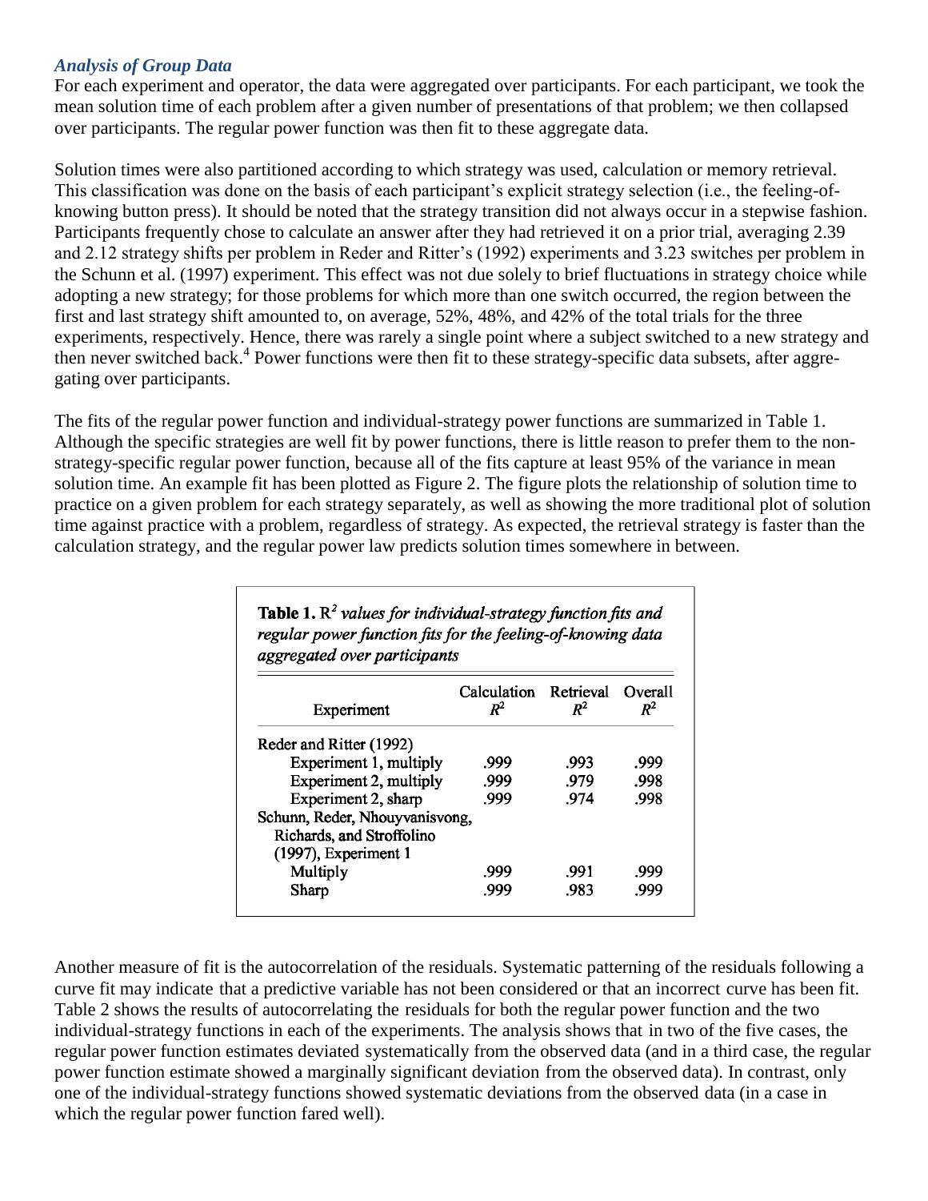### *Analysis of Group Data*

For each experiment and operator, the data were aggregated over participants. For each participant, we took the mean solution time of each problem after a given number of presentations of that problem; we then collapsed over participants. The regular power function was then fit to these aggregate data.

Solution times were also partitioned according to which strategy was used, calculation or memory retrieval. This classification was done on the basis of each participant's explicit strategy selection (i.e., the feeling-of-knowing button press). It should be noted that the strategy transition did not always occur in a stepwise fashion. Participants frequently chose to calculate an answer after they had retrieved it on a prior trial, averaging 2.39 and 2.12 strategy shifts per problem in Reder and Ritter's (1992) experiments and 3.23 switches per problem in the Schunn et al. (1997) experiment. This effect was not due solely to brief fluctuations in strategy choice while adopting a new strategy; for those problems for which more than one switch occurred, the region between the first and last strategy shift amounted to, on average, 52%, 48%, and 42% of the total trials for the three experiments, respectively. Hence, there was rarely a single point where a subject switched to a new strategy and then never switched back.[4] Power functions were then fit to these strategy-specific data subsets, after aggregating over participants.

The fits of the regular power function and individual-strategy power functions are summarized in Table 1. Although the specific strategies are well fit by power functions, there is little reason to prefer them to the non-strategy-specific regular power function, because all of the fits capture at least 95% of the variance in mean solution time. An example fit has been plotted as Figure 2. The figure plots the relationship of solution time to practice on a given problem for each strategy separately, as well as showing the more traditional plot of solution time against practice with a problem, regardless of strategy. As expected, the retrieval strategy is faster than the calculation strategy, and the regular power law predicts solution times somewhere in between.

**Table 1.** *$R^2$ values for individual-strategy function fits and regular power function fits for the feeling-of-knowing data aggregated over participants*

| Experiment | Calculation $R^2$ | Retrieval $R^2$ | Overall $R^2$ |
|---|---|---|---|
| Reder and Ritter (1992) | | | |
| Experiment 1, multiply | .999 | .993 | .999 |
| Experiment 2, multiply | .999 | .979 | .998 |
| Experiment 2, sharp | .999 | .974 | .998 |
| Schunn, Reder, Nhouyvanisvong, Richards, and Stroffolino (1997), Experiment 1 | | | |
| Multiply | .999 | .991 | .999 |
| Sharp | .999 | .983 | .999 |

Another measure of fit is the autocorrelation of the residuals. Systematic patterning of the residuals following a curve fit may indicate that a predictive variable has not been considered or that an incorrect curve has been fit. Table 2 shows the results of autocorrelating the residuals for both the regular power function and the two individual-strategy functions in each of the experiments. The analysis shows that in two of the five cases, the regular power function estimates deviated systematically from the observed data (and in a third case, the regular power function estimate showed a marginally significant deviation from the observed data). In contrast, only one of the individual-strategy functions showed systematic deviations from the observed data (in a case in which the regular power function fared well).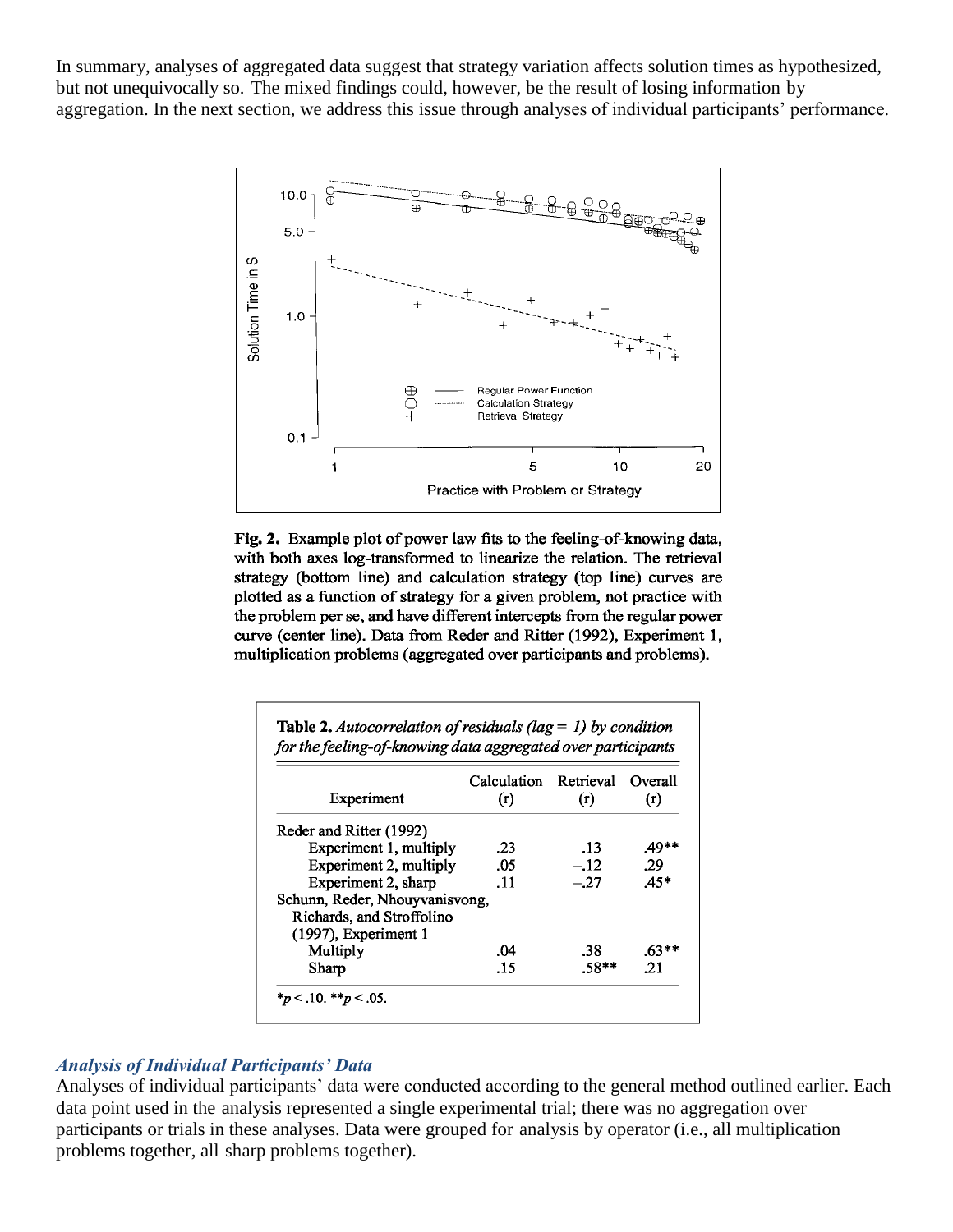In summary, analyses of aggregated data suggest that strategy variation affects solution times as hypothesized, but not unequivocally so. The mixed findings could, however, be the result of losing information by aggregation. In the next section, we address this issue through analyses of individual participants' performance.

**Fig. 2.** Example plot of power law fits to the feeling-of-knowing data, with both axes log-transformed to linearize the relation. The retrieval strategy (bottom line) and calculation strategy (top line) curves are plotted as a function of strategy for a given problem, not practice with the problem per se, and have different intercepts from the regular power curve (center line). Data from Reder and Ritter (1992), Experiment 1, multiplication problems (aggregated over participants and problems).

**Table 2.** *Autocorrelation of residuals (lag = 1) by condition for the feeling-of-knowing data aggregated over participants*

| Experiment | Calculation (r) | Retrieval (r) | Overall (r) |
|---|---|---|---|
| Reder and Ritter (1992) | | | |
| Experiment 1, multiply | .23 | .13 | .49** |
| Experiment 2, multiply | .05 | −.12 | .29 |
| Experiment 2, sharp | .11 | −.27 | .45* |
| Schunn, Reder, Nhouyvanisvong, Richards, and Stroffolino (1997), Experiment 1 | | | |
| Multiply | .04 | .38 | .63** |
| Sharp | .15 | .58** | .21 |

*$p < .10$. **$p < .05$.

### *Analysis of Individual Participants' Data*

Analyses of individual participants' data were conducted according to the general method outlined earlier. Each data point used in the analysis represented a single experimental trial; there was no aggregation over participants or trials in these analyses. Data were grouped for analysis by operator (i.e., all multiplication problems together, all sharp problems together).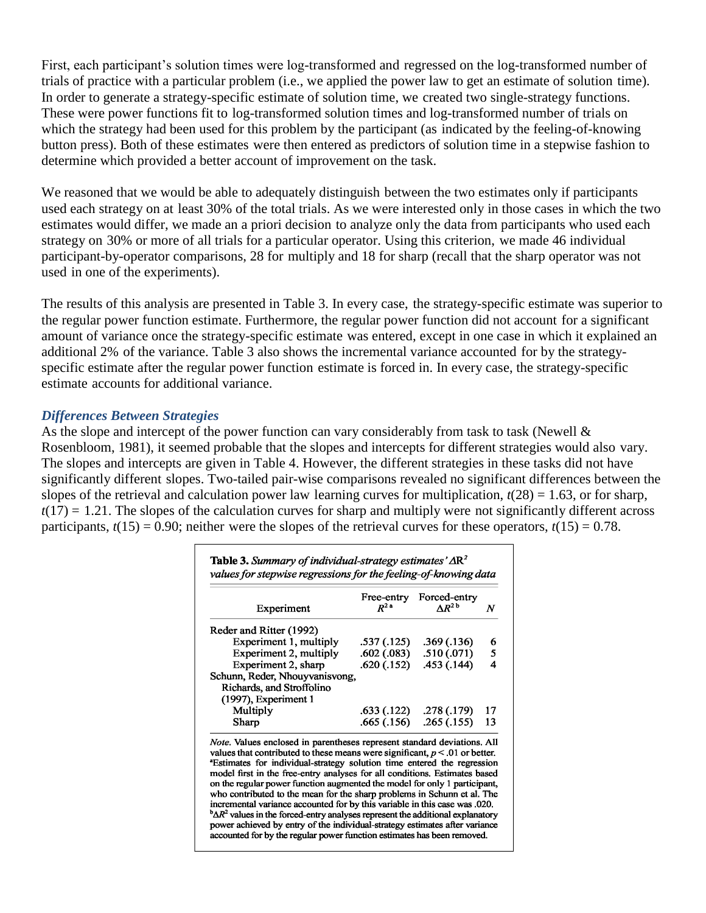First, each participant's solution times were log-transformed and regressed on the log-transformed number of trials of practice with a particular problem (i.e., we applied the power law to get an estimate of solution time). In order to generate a strategy-specific estimate of solution time, we created two single-strategy functions. These were power functions fit to log-transformed solution times and log-transformed number of trials on which the strategy had been used for this problem by the participant (as indicated by the feeling-of-knowing button press). Both of these estimates were then entered as predictors of solution time in a stepwise fashion to determine which provided a better account of improvement on the task.

We reasoned that we would be able to adequately distinguish between the two estimates only if participants used each strategy on at least 30% of the total trials. As we were interested only in those cases in which the two estimates would differ, we made an a priori decision to analyze only the data from participants who used each strategy on 30% or more of all trials for a particular operator. Using this criterion, we made 46 individual participant-by-operator comparisons, 28 for multiply and 18 for sharp (recall that the sharp operator was not used in one of the experiments).

The results of this analysis are presented in Table 3. In every case, the strategy-specific estimate was superior to the regular power function estimate. Furthermore, the regular power function did not account for a significant amount of variance once the strategy-specific estimate was entered, except in one case in which it explained an additional 2% of the variance. Table 3 also shows the incremental variance accounted for by the strategy-specific estimate after the regular power function estimate is forced in. In every case, the strategy-specific estimate accounts for additional variance.

### *Differences Between Strategies*

As the slope and intercept of the power function can vary considerably from task to task (Newell & Rosenbloom, 1981), it seemed probable that the slopes and intercepts for different strategies would also vary. The slopes and intercepts are given in Table 4. However, the different strategies in these tasks did not have significantly different slopes. Two-tailed pair-wise comparisons revealed no significant differences between the slopes of the retrieval and calculation power law learning curves for multiplication, $t(28) = 1.63$, or for sharp, $t(17) = 1.21$. The slopes of the calculation curves for sharp and multiply were not significantly different across participants, $t(15) = 0.90$; neither were the slopes of the retrieval curves for these operators, $t(15) = 0.78$.

**Table 3.** *Summary of individual-strategy estimates' $\Delta R^2$ values for stepwise regressions for the feeling-of-knowing data*

| Experiment | Free-entry $R^{2\,a}$ | Forced-entry $\Delta R^{2\,b}$ | $N$ |
|---|---|---|---|
| Reder and Ritter (1992) | | | |
| Experiment 1, multiply | .537 (.125) | .369 (.136) | 6 |
| Experiment 2, multiply | .602 (.083) | .510 (.071) | 5 |
| Experiment 2, sharp | .620 (.152) | .453 (.144) | 4 |
| Schunn, Reder, Nhouyvanisvong, Richards, and Stroffolino (1997), Experiment 1 | | | |
| Multiply | .633 (.122) | .278 (.179) | 17 |
| Sharp | .665 (.156) | .265 (.155) | 13 |

*Note.* Values enclosed in parentheses represent standard deviations. All values that contributed to these means were significant, $p < .01$ or better.
[a]Estimates for individual-strategy solution time entered the regression model first in the free-entry analyses for all conditions. Estimates based on the regular power function augmented the model for only 1 participant, who contributed to the mean for the sharp problems in Schunn et al. The incremental variance accounted for by this variable in this case was .020.
[b]$\Delta R^2$ values in the forced-entry analyses represent the additional explanatory power achieved by entry of the individual-strategy estimates after variance accounted for by the regular power function estimates has been removed.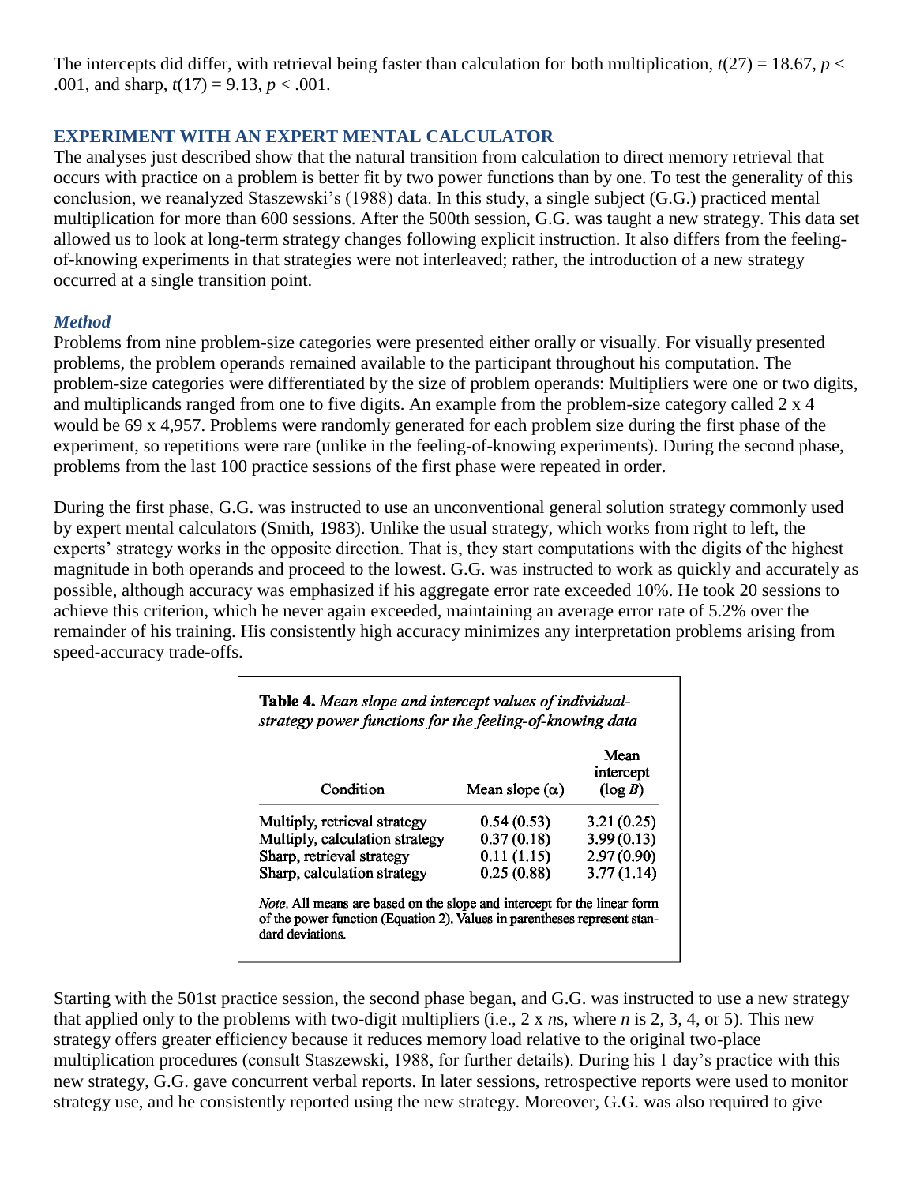The intercepts did differ, with retrieval being faster than calculation for both multiplication, $t(27) = 18.67$, $p < .001$, and sharp, $t(17) = 9.13$, $p < .001$.

## EXPERIMENT WITH AN EXPERT MENTAL CALCULATOR

The analyses just described show that the natural transition from calculation to direct memory retrieval that occurs with practice on a problem is better fit by two power functions than by one. To test the generality of this conclusion, we reanalyzed Staszewski's (1988) data. In this study, a single subject (G.G.) practiced mental multiplication for more than 600 sessions. After the 500th session, G.G. was taught a new strategy. This data set allowed us to look at long-term strategy changes following explicit instruction. It also differs from the feeling-of-knowing experiments in that strategies were not interleaved; rather, the introduction of a new strategy occurred at a single transition point.

### *Method*

Problems from nine problem-size categories were presented either orally or visually. For visually presented problems, the problem operands remained available to the participant throughout his computation. The problem-size categories were differentiated by the size of problem operands: Multipliers were one or two digits, and multiplicands ranged from one to five digits. An example from the problem-size category called 2 x 4 would be 69 x 4,957. Problems were randomly generated for each problem size during the first phase of the experiment, so repetitions were rare (unlike in the feeling-of-knowing experiments). During the second phase, problems from the last 100 practice sessions of the first phase were repeated in order.

During the first phase, G.G. was instructed to use an unconventional general solution strategy commonly used by expert mental calculators (Smith, 1983). Unlike the usual strategy, which works from right to left, the experts' strategy works in the opposite direction. That is, they start computations with the digits of the highest magnitude in both operands and proceed to the lowest. G.G. was instructed to work as quickly and accurately as possible, although accuracy was emphasized if his aggregate error rate exceeded 10%. He took 20 sessions to achieve this criterion, which he never again exceeded, maintaining an average error rate of 5.2% over the remainder of his training. His consistently high accuracy minimizes any interpretation problems arising from speed-accuracy trade-offs.

**Table 4.** *Mean slope and intercept values of individual-strategy power functions for the feeling-of-knowing data*

| Condition | Mean slope ($\alpha$) | Mean intercept ($\log B$) |
|---|---|---|
| Multiply, retrieval strategy | 0.54 (0.53) | 3.21 (0.25) |
| Multiply, calculation strategy | 0.37 (0.18) | 3.99 (0.13) |
| Sharp, retrieval strategy | 0.11 (1.15) | 2.97 (0.90) |
| Sharp, calculation strategy | 0.25 (0.88) | 3.77 (1.14) |

*Note.* All means are based on the slope and intercept for the linear form of the power function (Equation 2). Values in parentheses represent standard deviations.

Starting with the 501st practice session, the second phase began, and G.G. was instructed to use a new strategy that applied only to the problems with two-digit multipliers (i.e., 2 x *n*s, where *n* is 2, 3, 4, or 5). This new strategy offers greater efficiency because it reduces memory load relative to the original two-place multiplication procedures (consult Staszewski, 1988, for further details). During his 1 day's practice with this new strategy, G.G. gave concurrent verbal reports. In later sessions, retrospective reports were used to monitor strategy use, and he consistently reported using the new strategy. Moreover, G.G. was also required to give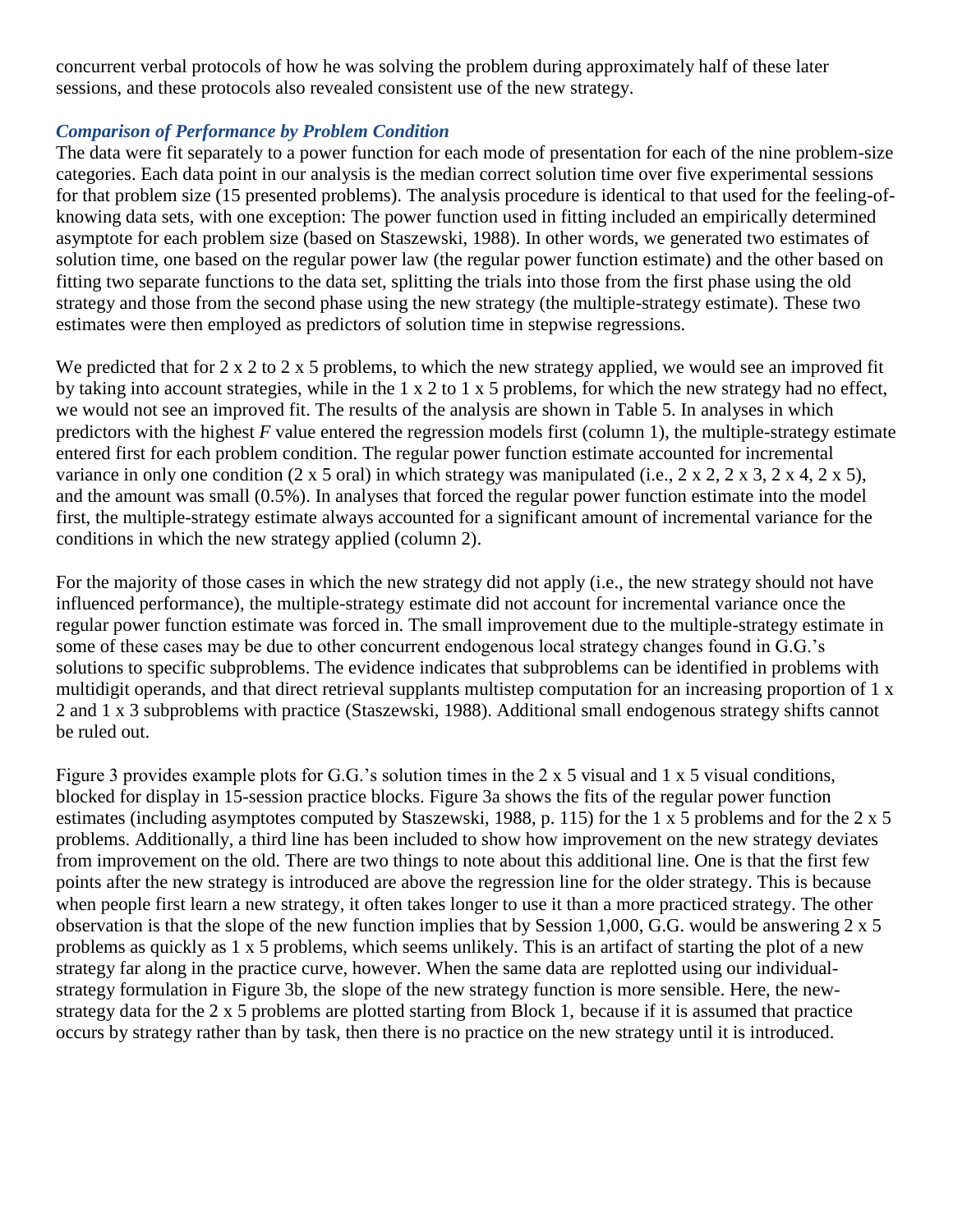concurrent verbal protocols of how he was solving the problem during approximately half of these later sessions, and these protocols also revealed consistent use of the new strategy.

### *Comparison of Performance by Problem Condition*

The data were fit separately to a power function for each mode of presentation for each of the nine problem-size categories. Each data point in our analysis is the median correct solution time over five experimental sessions for that problem size (15 presented problems). The analysis procedure is identical to that used for the feeling-of-knowing data sets, with one exception: The power function used in fitting included an empirically determined asymptote for each problem size (based on Staszewski, 1988). In other words, we generated two estimates of solution time, one based on the regular power law (the regular power function estimate) and the other based on fitting two separate functions to the data set, splitting the trials into those from the first phase using the old strategy and those from the second phase using the new strategy (the multiple-strategy estimate). These two estimates were then employed as predictors of solution time in stepwise regressions.

We predicted that for 2 x 2 to 2 x 5 problems, to which the new strategy applied, we would see an improved fit by taking into account strategies, while in the 1 x 2 to 1 x 5 problems, for which the new strategy had no effect, we would not see an improved fit. The results of the analysis are shown in Table 5. In analyses in which predictors with the highest *F* value entered the regression models first (column 1), the multiple-strategy estimate entered first for each problem condition. The regular power function estimate accounted for incremental variance in only one condition (2 x 5 oral) in which strategy was manipulated (i.e., 2 x 2, 2 x 3, 2 x 4, 2 x 5), and the amount was small (0.5%). In analyses that forced the regular power function estimate into the model first, the multiple-strategy estimate always accounted for a significant amount of incremental variance for the conditions in which the new strategy applied (column 2).

For the majority of those cases in which the new strategy did not apply (i.e., the new strategy should not have influenced performance), the multiple-strategy estimate did not account for incremental variance once the regular power function estimate was forced in. The small improvement due to the multiple-strategy estimate in some of these cases may be due to other concurrent endogenous local strategy changes found in G.G.'s solutions to specific subproblems. The evidence indicates that subproblems can be identified in problems with multidigit operands, and that direct retrieval supplants multistep computation for an increasing proportion of 1 x 2 and 1 x 3 subproblems with practice (Staszewski, 1988). Additional small endogenous strategy shifts cannot be ruled out.

Figure 3 provides example plots for G.G.'s solution times in the 2 x 5 visual and 1 x 5 visual conditions, blocked for display in 15-session practice blocks. Figure 3a shows the fits of the regular power function estimates (including asymptotes computed by Staszewski, 1988, p. 115) for the 1 x 5 problems and for the 2 x 5 problems. Additionally, a third line has been included to show how improvement on the new strategy deviates from improvement on the old. There are two things to note about this additional line. One is that the first few points after the new strategy is introduced are above the regression line for the older strategy. This is because when people first learn a new strategy, it often takes longer to use it than a more practiced strategy. The other observation is that the slope of the new function implies that by Session 1,000, G.G. would be answering 2 x 5 problems as quickly as 1 x 5 problems, which seems unlikely. This is an artifact of starting the plot of a new strategy far along in the practice curve, however. When the same data are replotted using our individual-strategy formulation in Figure 3b, the slope of the new strategy function is more sensible. Here, the new-strategy data for the 2 x 5 problems are plotted starting from Block 1, because if it is assumed that practice occurs by strategy rather than by task, then there is no practice on the new strategy until it is introduced.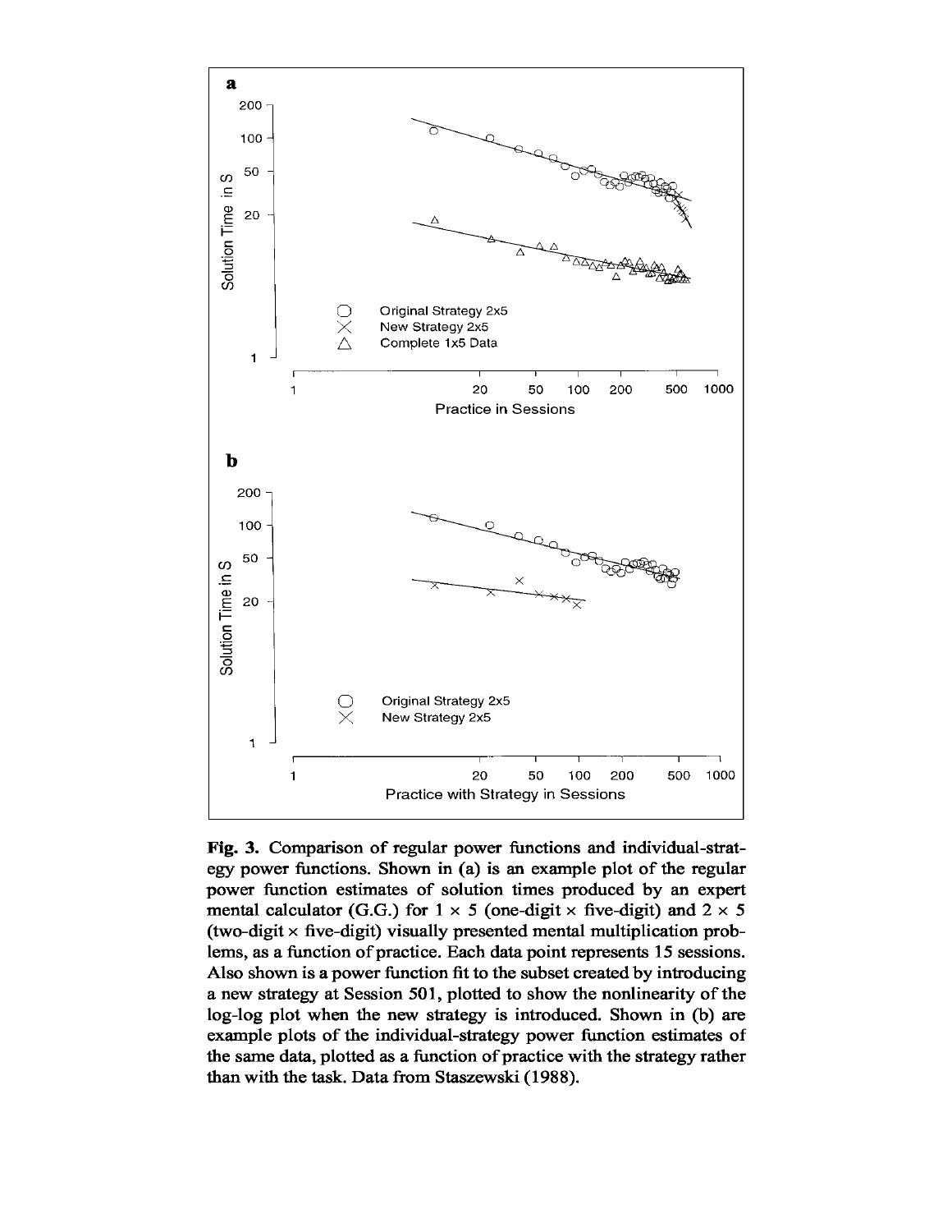**Fig. 3.** Comparison of regular power functions and individual-strategy power functions. Shown in (a) is an example plot of the regular power function estimates of solution times produced by an expert mental calculator (G.G.) for 1 × 5 (one-digit × five-digit) and 2 × 5 (two-digit × five-digit) visually presented mental multiplication problems, as a function of practice. Each data point represents 15 sessions. Also shown is a power function fit to the subset created by introducing a new strategy at Session 501, plotted to show the nonlinearity of the log-log plot when the new strategy is introduced. Shown in (b) are example plots of the individual-strategy power function estimates of the same data, plotted as a function of practice with the strategy rather than with the task. Data from Staszewski (1988).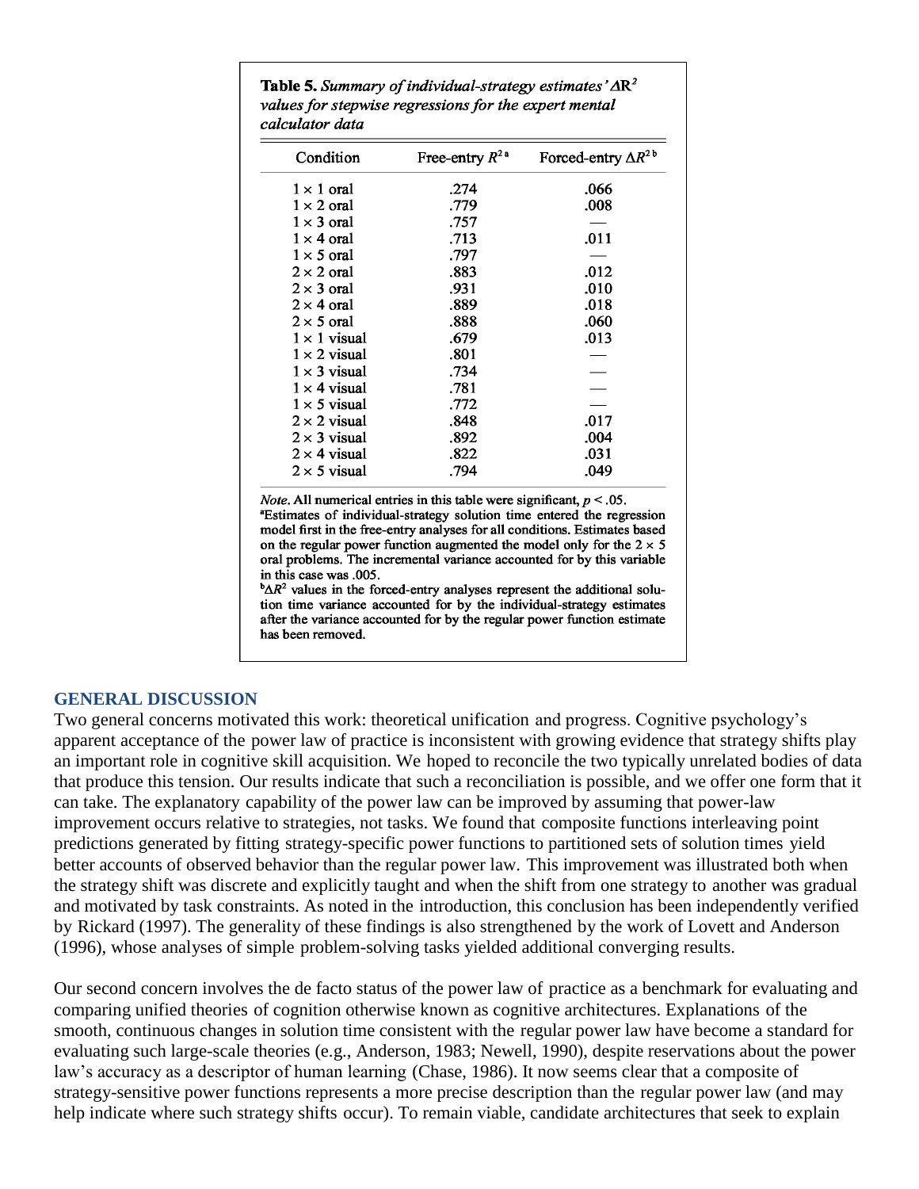**Table 5.** *Summary of individual-strategy estimates' $\Delta R^2$ values for stepwise regressions for the expert mental calculator data*

| Condition | Free-entry $R^{2\,a}$ | Forced-entry $\Delta R^{2\,b}$ |
|---|---|---|
| $1 \times 1$ oral | .274 | .066 |
| $1 \times 2$ oral | .779 | .008 |
| $1 \times 3$ oral | .757 | — |
| $1 \times 4$ oral | .713 | .011 |
| $1 \times 5$ oral | .797 | — |
| $2 \times 2$ oral | .883 | .012 |
| $2 \times 3$ oral | .931 | .010 |
| $2 \times 4$ oral | .889 | .018 |
| $2 \times 5$ oral | .888 | .060 |
| $1 \times 1$ visual | .679 | .013 |
| $1 \times 2$ visual | .801 | — |
| $1 \times 3$ visual | .734 | — |
| $1 \times 4$ visual | .781 | — |
| $1 \times 5$ visual | .772 | — |
| $2 \times 2$ visual | .848 | .017 |
| $2 \times 3$ visual | .892 | .004 |
| $2 \times 4$ visual | .822 | .031 |
| $2 \times 5$ visual | .794 | .049 |

*Note.* All numerical entries in this table were significant, $p < .05$.

[a] Estimates of individual-strategy solution time entered the regression model first in the free-entry analyses for all conditions. Estimates based on the regular power function augmented the model only for the $2 \times 5$ oral problems. The incremental variance accounted for by this variable in this case was .005.

[b] $\Delta R^2$ values in the forced-entry analyses represent the additional solution time variance accounted for by the individual-strategy estimates after the variance accounted for by the regular power function estimate has been removed.

## GENERAL DISCUSSION

Two general concerns motivated this work: theoretical unification and progress. Cognitive psychology's apparent acceptance of the power law of practice is inconsistent with growing evidence that strategy shifts play an important role in cognitive skill acquisition. We hoped to reconcile the two typically unrelated bodies of data that produce this tension. Our results indicate that such a reconciliation is possible, and we offer one form that it can take. The explanatory capability of the power law can be improved by assuming that power-law improvement occurs relative to strategies, not tasks. We found that composite functions interleaving point predictions generated by fitting strategy-specific power functions to partitioned sets of solution times yield better accounts of observed behavior than the regular power law. This improvement was illustrated both when the strategy shift was discrete and explicitly taught and when the shift from one strategy to another was gradual and motivated by task constraints. As noted in the introduction, this conclusion has been independently verified by Rickard (1997). The generality of these findings is also strengthened by the work of Lovett and Anderson (1996), whose analyses of simple problem-solving tasks yielded additional converging results.

Our second concern involves the de facto status of the power law of practice as a benchmark for evaluating and comparing unified theories of cognition otherwise known as cognitive architectures. Explanations of the smooth, continuous changes in solution time consistent with the regular power law have become a standard for evaluating such large-scale theories (e.g., Anderson, 1983; Newell, 1990), despite reservations about the power law's accuracy as a descriptor of human learning (Chase, 1986). It now seems clear that a composite of strategy-sensitive power functions represents a more precise description than the regular power law (and may help indicate where such strategy shifts occur). To remain viable, candidate architectures that seek to explain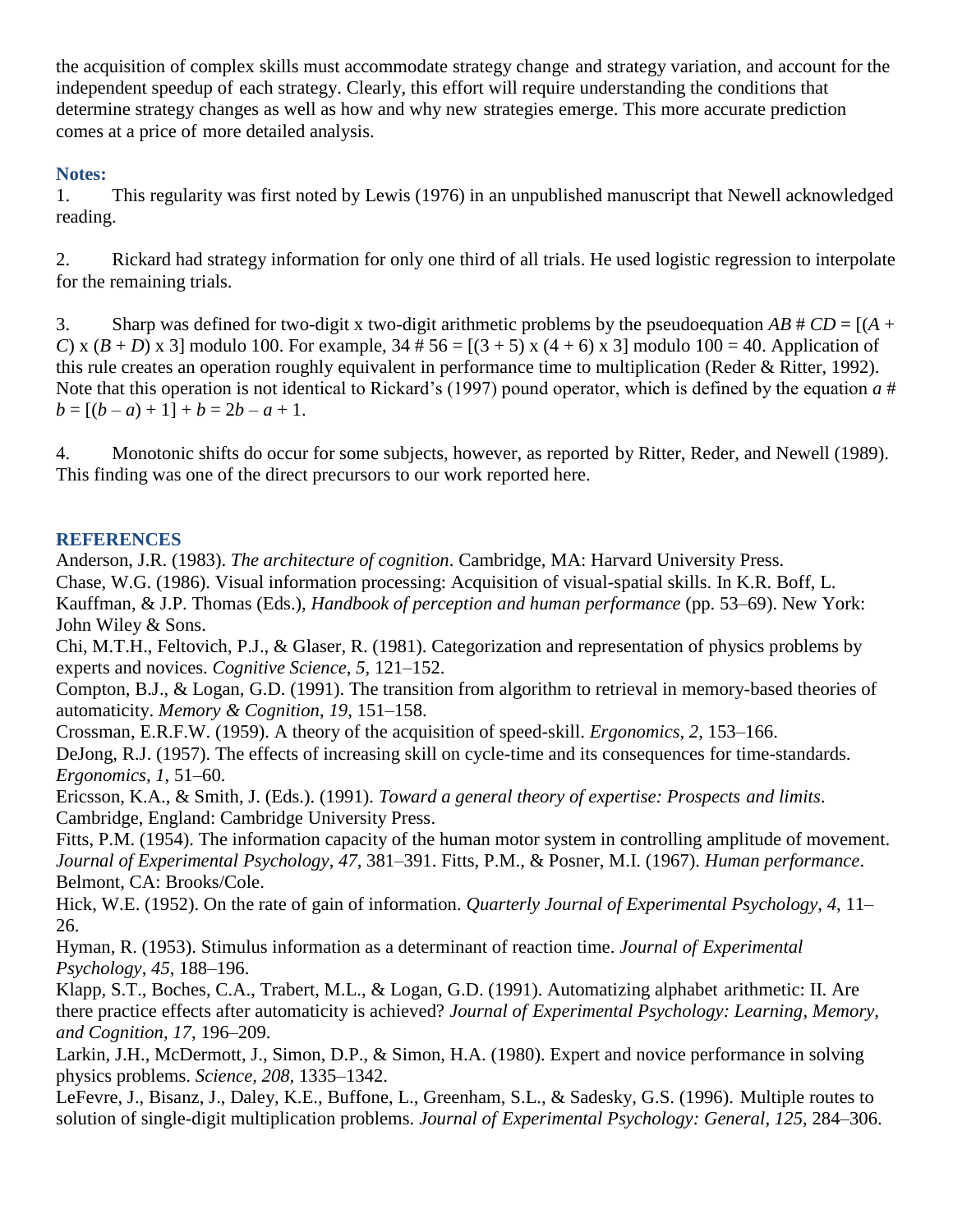the acquisition of complex skills must accommodate strategy change and strategy variation, and account for the independent speedup of each strategy. Clearly, this effort will require understanding the conditions that determine strategy changes as well as how and why new strategies emerge. This more accurate prediction comes at a price of more detailed analysis.

**Notes:**

1. This regularity was first noted by Lewis (1976) in an unpublished manuscript that Newell acknowledged reading.

2. Rickard had strategy information for only one third of all trials. He used logistic regression to interpolate for the remaining trials.

3. Sharp was defined for two-digit x two-digit arithmetic problems by the pseudoequation $AB \# CD = [(A + C) \times (B + D) \times 3]$ modulo 100. For example, $34 \# 56 = [(3 + 5) \times (4 + 6) \times 3]$ modulo 100 = 40. Application of this rule creates an operation roughly equivalent in performance time to multiplication (Reder & Ritter, 1992). Note that this operation is not identical to Rickard's (1997) pound operator, which is defined by the equation $a \# b = [(b - a) + 1] + b = 2b - a + 1$.

4. Monotonic shifts do occur for some subjects, however, as reported by Ritter, Reder, and Newell (1989). This finding was one of the direct precursors to our work reported here.

## REFERENCES

Anderson, J.R. (1983). *The architecture of cognition*. Cambridge, MA: Harvard University Press.

Chase, W.G. (1986). Visual information processing: Acquisition of visual-spatial skills. In K.R. Boff, L. Kauffman, & J.P. Thomas (Eds.), *Handbook of perception and human performance* (pp. 53–69). New York: John Wiley & Sons.

Chi, M.T.H., Feltovich, P.J., & Glaser, R. (1981). Categorization and representation of physics problems by experts and novices. *Cognitive Science*, *5*, 121–152.

Compton, B.J., & Logan, G.D. (1991). The transition from algorithm to retrieval in memory-based theories of automaticity. *Memory & Cognition*, *19*, 151–158.

Crossman, E.R.F.W. (1959). A theory of the acquisition of speed-skill. *Ergonomics*, *2*, 153–166.

DeJong, R.J. (1957). The effects of increasing skill on cycle-time and its consequences for time-standards. *Ergonomics*, *1*, 51–60.

Ericsson, K.A., & Smith, J. (Eds.). (1991). *Toward a general theory of expertise: Prospects and limits*. Cambridge, England: Cambridge University Press.

Fitts, P.M. (1954). The information capacity of the human motor system in controlling amplitude of movement. *Journal of Experimental Psychology*, *47*, 381–391. Fitts, P.M., & Posner, M.I. (1967). *Human performance*. Belmont, CA: Brooks/Cole.

Hick, W.E. (1952). On the rate of gain of information. *Quarterly Journal of Experimental Psychology*, *4*, 11–26.

Hyman, R. (1953). Stimulus information as a determinant of reaction time. *Journal of Experimental Psychology*, *45*, 188–196.

Klapp, S.T., Boches, C.A., Trabert, M.L., & Logan, G.D. (1991). Automatizing alphabet arithmetic: II. Are there practice effects after automaticity is achieved? *Journal of Experimental Psychology: Learning, Memory, and Cognition*, *17*, 196–209.

Larkin, J.H., McDermott, J., Simon, D.P., & Simon, H.A. (1980). Expert and novice performance in solving physics problems. *Science*, *208*, 1335–1342.

LeFevre, J., Bisanz, J., Daley, K.E., Buffone, L., Greenham, S.L., & Sadesky, G.S. (1996). Multiple routes to solution of single-digit multiplication problems. *Journal of Experimental Psychology: General*, *125*, 284–306.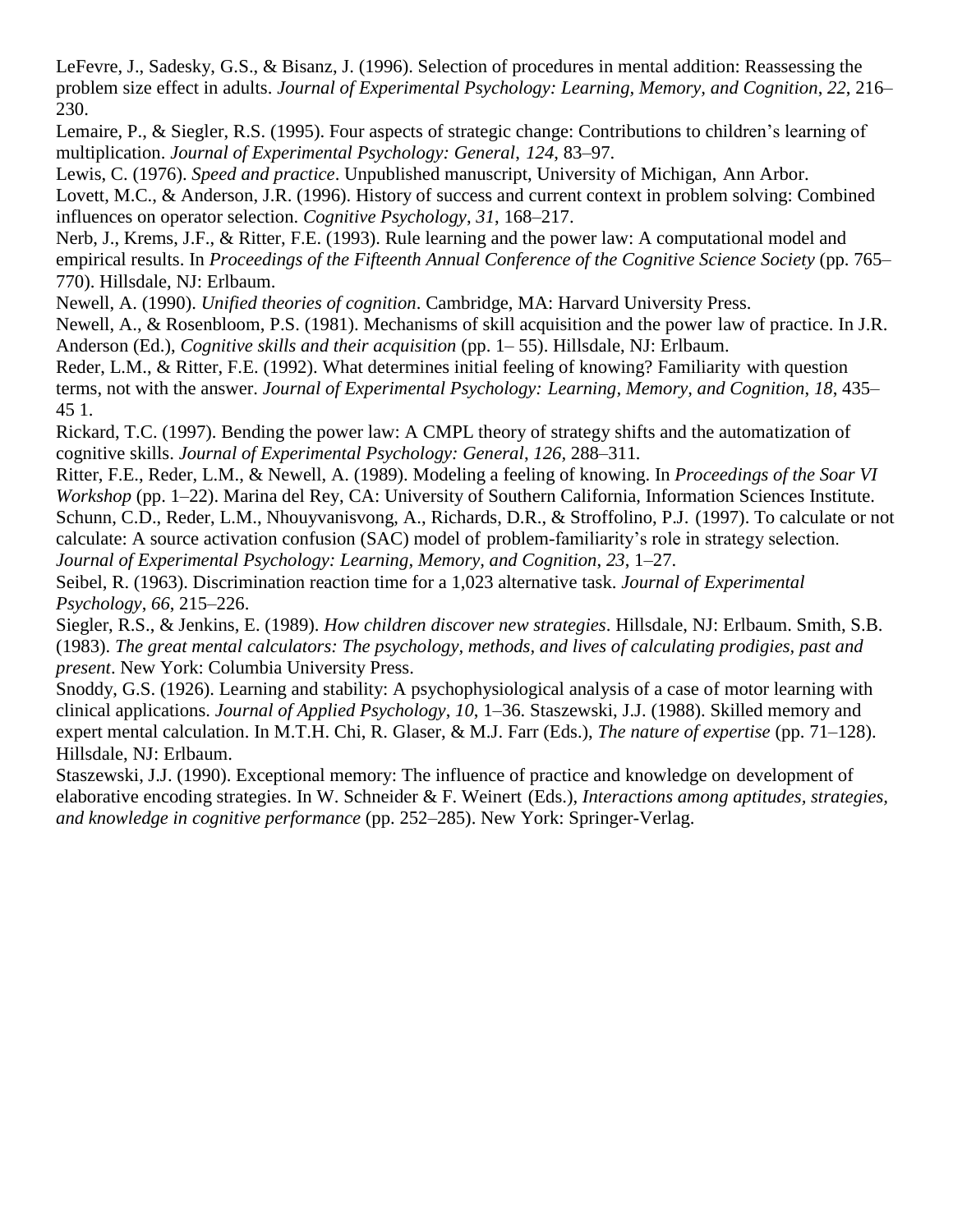LeFevre, J., Sadesky, G.S., & Bisanz, J. (1996). Selection of procedures in mental addition: Reassessing the problem size effect in adults. *Journal of Experimental Psychology: Learning, Memory, and Cognition*, *22*, 216–230.

Lemaire, P., & Siegler, R.S. (1995). Four aspects of strategic change: Contributions to children's learning of multiplication. *Journal of Experimental Psychology: General*, *124*, 83–97.

Lewis, C. (1976). *Speed and practice*. Unpublished manuscript, University of Michigan, Ann Arbor.

Lovett, M.C., & Anderson, J.R. (1996). History of success and current context in problem solving: Combined influences on operator selection. *Cognitive Psychology*, *31*, 168–217.

Nerb, J., Krems, J.F., & Ritter, F.E. (1993). Rule learning and the power law: A computational model and empirical results. In *Proceedings of the Fifteenth Annual Conference of the Cognitive Science Society* (pp. 765–770). Hillsdale, NJ: Erlbaum.

Newell, A. (1990). *Unified theories of cognition*. Cambridge, MA: Harvard University Press.

Newell, A., & Rosenbloom, P.S. (1981). Mechanisms of skill acquisition and the power law of practice. In J.R. Anderson (Ed.), *Cognitive skills and their acquisition* (pp. 1– 55). Hillsdale, NJ: Erlbaum.

Reder, L.M., & Ritter, F.E. (1992). What determines initial feeling of knowing? Familiarity with question terms, not with the answer. *Journal of Experimental Psychology: Learning, Memory, and Cognition*, *18*, 435–45 1.

Rickard, T.C. (1997). Bending the power law: A CMPL theory of strategy shifts and the automatization of cognitive skills. *Journal of Experimental Psychology: General*, *126*, 288–311.

Ritter, F.E., Reder, L.M., & Newell, A. (1989). Modeling a feeling of knowing. In *Proceedings of the Soar VI Workshop* (pp. 1–22). Marina del Rey, CA: University of Southern California, Information Sciences Institute.

Schunn, C.D., Reder, L.M., Nhouyvanisvong, A., Richards, D.R., & Stroffolino, P.J. (1997). To calculate or not calculate: A source activation confusion (SAC) model of problem-familiarity's role in strategy selection. *Journal of Experimental Psychology: Learning, Memory, and Cognition*, *23*, 1–27.

Seibel, R. (1963). Discrimination reaction time for a 1,023 alternative task. *Journal of Experimental Psychology*, *66*, 215–226.

Siegler, R.S., & Jenkins, E. (1989). *How children discover new strategies*. Hillsdale, NJ: Erlbaum. Smith, S.B. (1983). *The great mental calculators: The psychology, methods, and lives of calculating prodigies, past and present*. New York: Columbia University Press.

Snoddy, G.S. (1926). Learning and stability: A psychophysiological analysis of a case of motor learning with clinical applications. *Journal of Applied Psychology*, *10*, 1–36. Staszewski, J.J. (1988). Skilled memory and expert mental calculation. In M.T.H. Chi, R. Glaser, & M.J. Farr (Eds.), *The nature of expertise* (pp. 71–128). Hillsdale, NJ: Erlbaum.

Staszewski, J.J. (1990). Exceptional memory: The influence of practice and knowledge on development of elaborative encoding strategies. In W. Schneider & F. Weinert (Eds.), *Interactions among aptitudes, strategies, and knowledge in cognitive performance* (pp. 252–285). New York: Springer-Verlag.